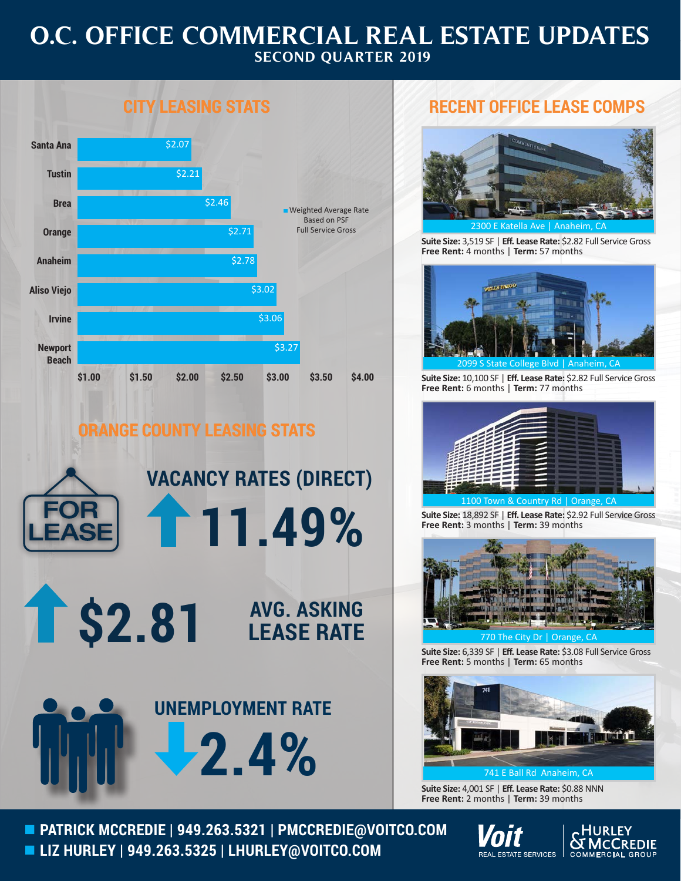# O.C. OFFICE COMMERCIAL REAL ESTATE UPDATES

## SECOND QUARTER 2019

## CITY LEASING STATS

Weighted Average Rate Based on PSF Full Service Gross

| City | Rate |
|---|---|
| Santa Ana | $2.07 |
| Tustin | $2.21 |
| Brea | $2.46 |
| Orange | $2.71 |
| Anaheim | $2.78 |
| Aliso Viejo | $3.02 |
| Irvine | $3.06 |
| Newport Beach | $3.27 |

## ORANGE COUNTY LEASING STATS

FOR LEASE

**VACANCY RATES (DIRECT)** ↑ 11.49%

↑ $2.81 **AVG. ASKING LEASE RATE**

**UNEMPLOYMENT RATE** ↓ 2.4%

## RECENT OFFICE LEASE COMPS

**2300 E Katella Ave | Anaheim, CA**

**Suite Size:** 3,519 SF | **Eff. Lease Rate:** $2.82 Full Service Gross
**Free Rent:** 4 months | **Term:** 57 months

**2099 S State College Blvd | Anaheim, CA**

**Suite Size:** 10,100 SF | **Eff. Lease Rate:** $2.82 Full Service Gross
**Free Rent:** 6 months | **Term:** 77 months

**1100 Town & Country Rd | Orange, CA**

**Suite Size:** 18,892 SF | **Eff. Lease Rate:** $2.92 Full Service Gross
**Free Rent:** 3 months | **Term:** 39 months

**770 The City Dr | Orange, CA**

**Suite Size:** 6,339 SF | **Eff. Lease Rate:** $3.08 Full Service Gross
**Free Rent:** 5 months | **Term:** 65 months

**741 E Ball Rd Anaheim, CA**

**Suite Size:** 4,001 SF | **Eff. Lease Rate:** $0.88 NNN
**Free Rent:** 2 months | **Term:** 39 months

**PATRICK MCCREDIE | 949.263.5321 | PMCCREDIE@VOITCO.COM**
**LIZ HURLEY | 949.263.5325 | LHURLEY@VOITCO.COM**

Voit REAL ESTATE SERVICES | HURLEY & MCCREDIE COMMERCIAL GROUP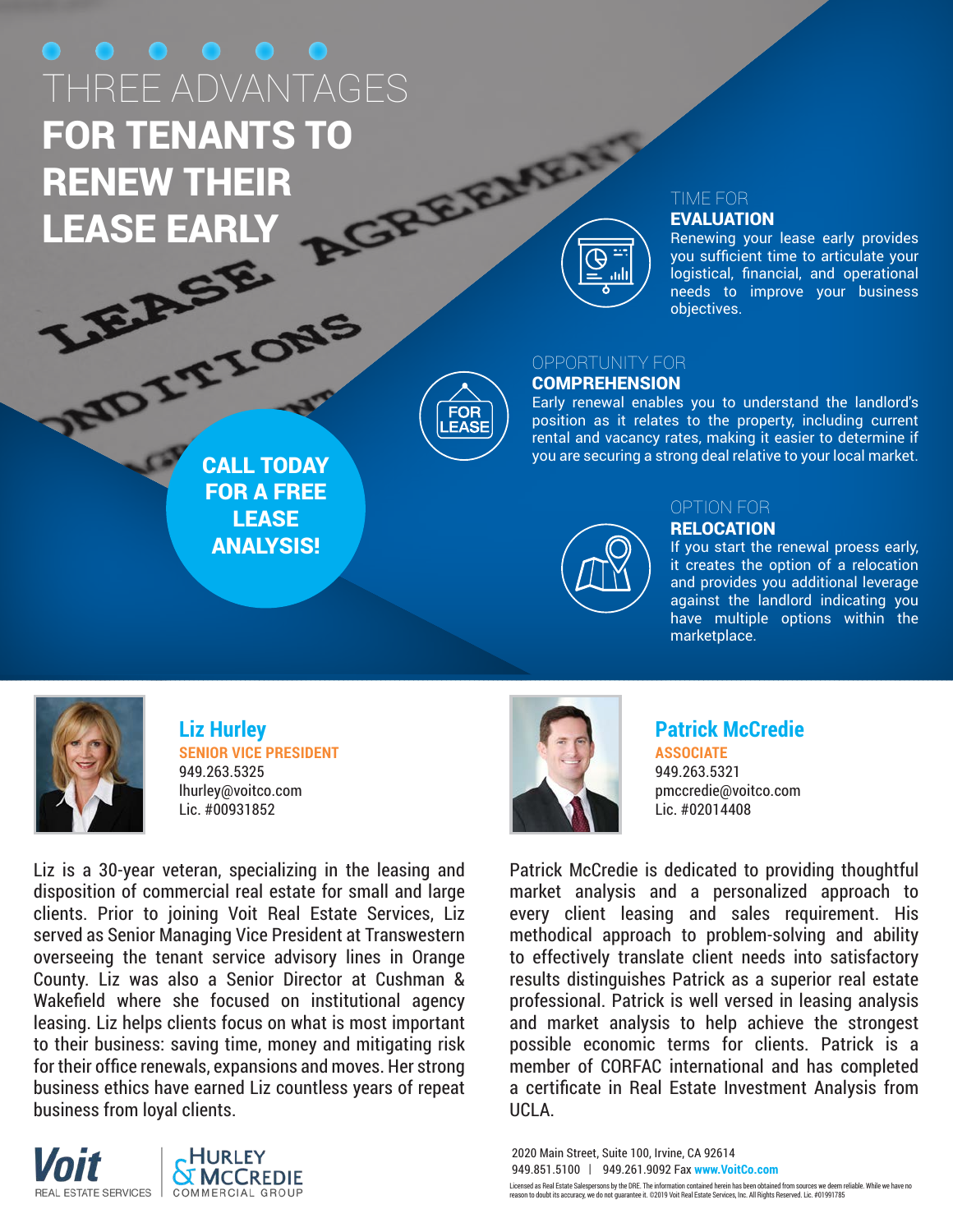# THREE ADVANTAGES FOR TENANTS TO RENEW THEIR LEASE EARLY

## TIME FOR EVALUATION

Renewing your lease early provides you sufficient time to articulate your logistical, financial, and operational needs to improve your business objectives.

## OPPORTUNITY FOR COMPREHENSION

Early renewal enables you to understand the landlord's position as it relates to the property, including current rental and vacancy rates, making it easier to determine if you are securing a strong deal relative to your local market.

## OPTION FOR RELOCATION

If you start the renewal proess early, it creates the option of a relocation and provides you additional leverage against the landlord indicating you have multiple options within the marketplace.

**CALL TODAY FOR A FREE LEASE ANALYSIS!**

### Liz Hurley

**SENIOR VICE PRESIDENT**
949.263.5325
lhurley@voitco.com
Lic. #00931852

Liz is a 30-year veteran, specializing in the leasing and disposition of commercial real estate for small and large clients. Prior to joining Voit Real Estate Services, Liz served as Senior Managing Vice President at Transwestern overseeing the tenant service advisory lines in Orange County. Liz was also a Senior Director at Cushman & Wakefield where she focused on institutional agency leasing. Liz helps clients focus on what is most important to their business: saving time, money and mitigating risk for their office renewals, expansions and moves. Her strong business ethics have earned Liz countless years of repeat business from loyal clients.

### Patrick McCredie

**ASSOCIATE**
949.263.5321
pmccredie@voitco.com
Lic. #02014408

Patrick McCredie is dedicated to providing thoughtful market analysis and a personalized approach to every client leasing and sales requirement. His methodical approach to problem-solving and ability to effectively translate client needs into satisfactory results distinguishes Patrick as a superior real estate professional. Patrick is well versed in leasing analysis and market analysis to help achieve the strongest possible economic terms for clients. Patrick is a member of CORFAC international and has completed a certificate in Real Estate Investment Analysis from UCLA.

Voit REAL ESTATE SERVICES | HURLEY & MCCREDIE COMMERCIAL GROUP

2020 Main Street, Suite 100, Irvine, CA 92614
949.851.5100 | 949.261.9092 Fax www.VoitCo.com

Licensed as Real Estate Salespersons by the DRE. The information contained herein has been obtained from sources we deem reliable. While we have no reason to doubt its accuracy, we do not guarantee it. ©2019 Voit Real Estate Services, Inc. All Rights Reserved. Lic. #01991785